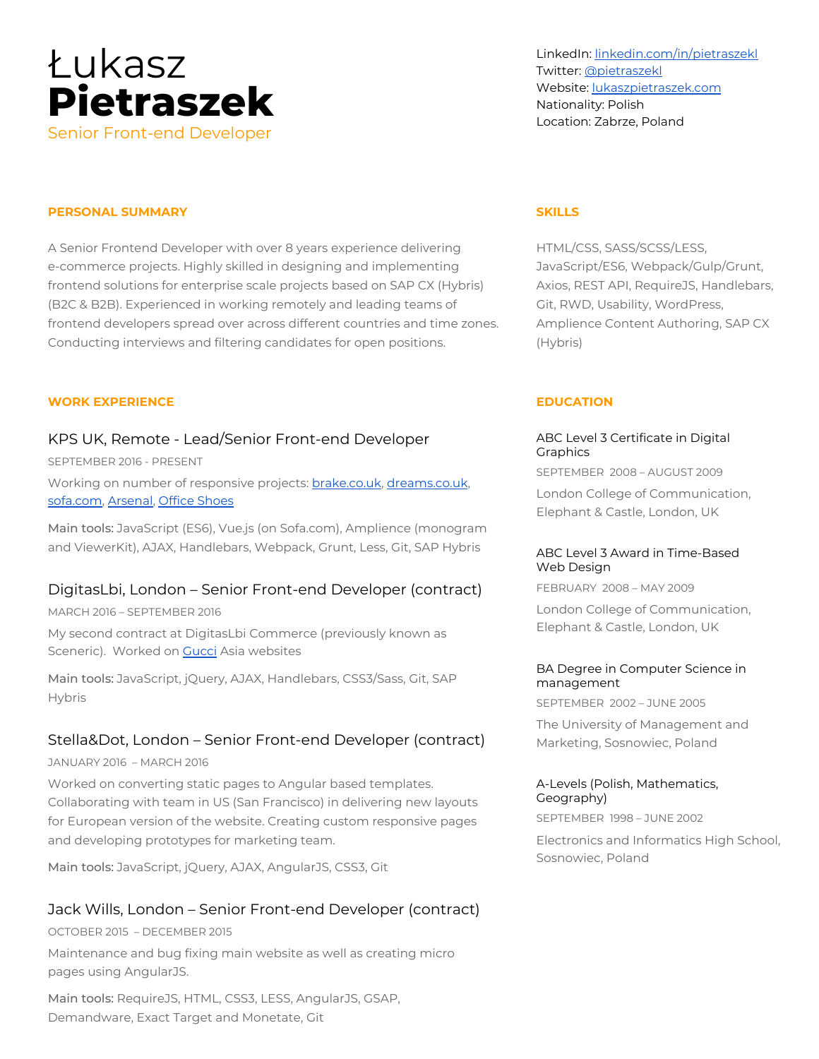# Łukasz **Pietraszek**

Senior Front-end Developer

LinkedIn: [linkedin.com/in/pietraszekl](https://linkedin.com/in/pietraszekl)
Twitter: [@pietraszekl](https://twitter.com/pietraszekl)
Website: [lukaszpietraszek.com](https://lukaszpietraszek.com)
Nationality: Polish
Location: Zabrze, Poland

## PERSONAL SUMMARY

A Senior Frontend Developer with over 8 years experience delivering e-commerce projects. Highly skilled in designing and implementing frontend solutions for enterprise scale projects based on SAP CX (Hybris) (B2C & B2B). Experienced in working remotely and leading teams of frontend developers spread over across different countries and time zones. Conducting interviews and filtering candidates for open positions.

## WORK EXPERIENCE

### KPS UK, Remote - Lead/Senior Front-end Developer

SEPTEMBER 2016 - PRESENT

Working on number of responsive projects: brake.co.uk, dreams.co.uk, sofa.com, Arsenal, Office Shoes

**Main tools:** JavaScript (ES6), Vue.js (on Sofa.com), Amplience (monogram and ViewerKit), AJAX, Handlebars, Webpack, Grunt, Less, Git, SAP Hybris

### DigitasLbi, London – Senior Front-end Developer (contract)

MARCH 2016 – SEPTEMBER 2016

My second contract at DigitasLbi Commerce (previously known as Sceneric). Worked on Gucci Asia websites

**Main tools:** JavaScript, jQuery, AJAX, Handlebars, CSS3/Sass, Git, SAP Hybris

### Stella&Dot, London – Senior Front-end Developer (contract)

JANUARY 2016 – MARCH 2016

Worked on converting static pages to Angular based templates. Collaborating with team in US (San Francisco) in delivering new layouts for European version of the website. Creating custom responsive pages and developing prototypes for marketing team.

**Main tools:** JavaScript, jQuery, AJAX, AngularJS, CSS3, Git

### Jack Wills, London – Senior Front-end Developer (contract)

OCTOBER 2015 – DECEMBER 2015

Maintenance and bug fixing main website as well as creating micro pages using AngularJS.

**Main tools:** RequireJS, HTML, CSS3, LESS, AngularJS, GSAP, Demandware, Exact Target and Monetate, Git

## SKILLS

HTML/CSS, SASS/SCSS/LESS, JavaScript/ES6, Webpack/Gulp/Grunt, Axios, REST API, RequireJS, Handlebars, Git, RWD, Usability, WordPress, Amplience Content Authoring, SAP CX (Hybris)

## EDUCATION

### ABC Level 3 Certificate in Digital Graphics

SEPTEMBER 2008 – AUGUST 2009

London College of Communication, Elephant & Castle, London, UK

### ABC Level 3 Award in Time-Based Web Design

FEBRUARY 2008 – MAY 2009

London College of Communication, Elephant & Castle, London, UK

### BA Degree in Computer Science in management

SEPTEMBER 2002 – JUNE 2005

The University of Management and Marketing, Sosnowiec, Poland

### A-Levels (Polish, Mathematics, Geography)

SEPTEMBER 1998 – JUNE 2002

Electronics and Informatics High School, Sosnowiec, Poland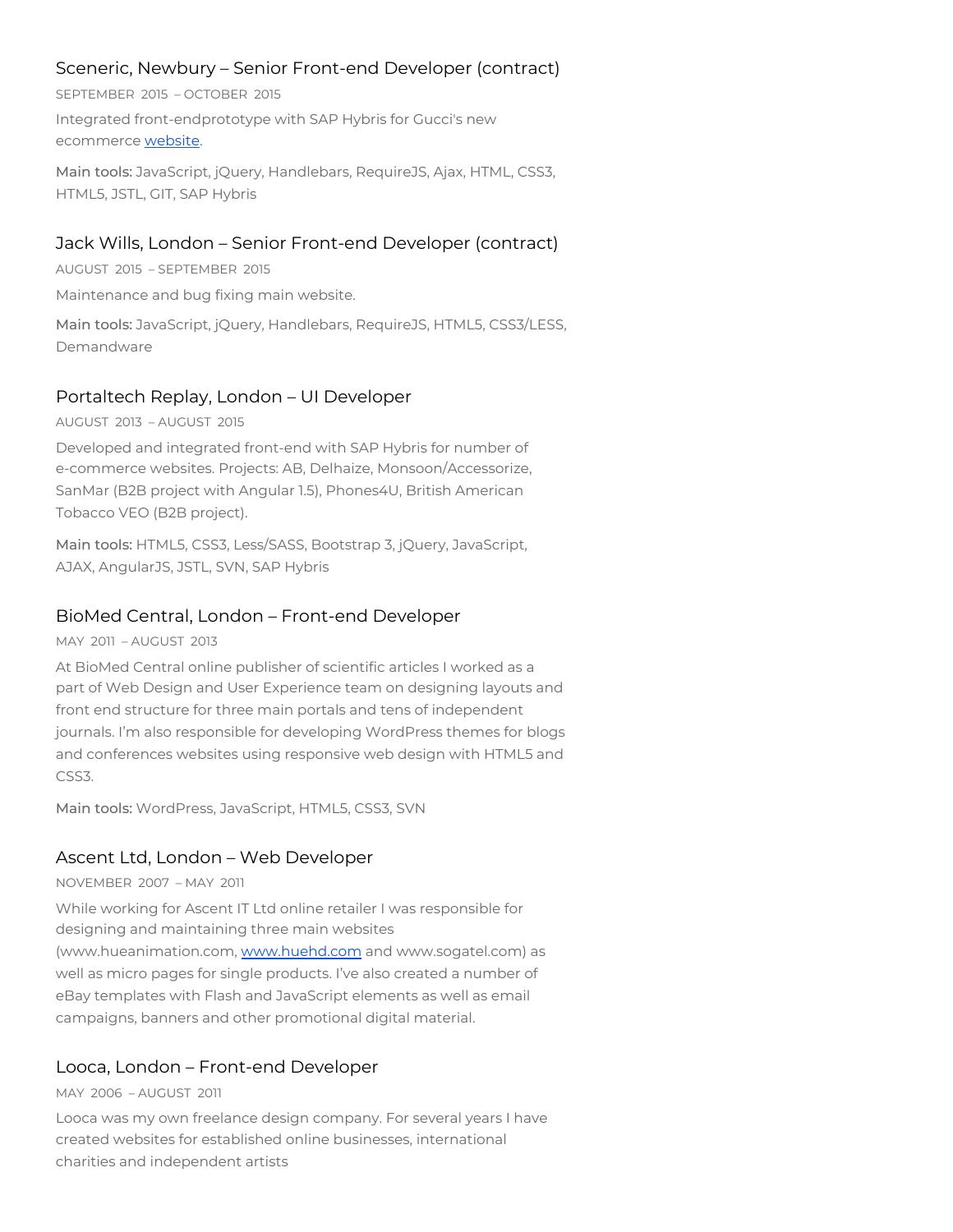### Sceneric, Newbury – Senior Front-end Developer (contract)

SEPTEMBER 2015 – OCTOBER 2015

Integrated front-endprototype with SAP Hybris for Gucci's new ecommerce website.

**Main tools:** JavaScript, jQuery, Handlebars, RequireJS, Ajax, HTML, CSS3, HTML5, JSTL, GIT, SAP Hybris

### Jack Wills, London – Senior Front-end Developer (contract)

AUGUST 2015 – SEPTEMBER 2015

Maintenance and bug fixing main website.

**Main tools:** JavaScript, jQuery, Handlebars, RequireJS, HTML5, CSS3/LESS, Demandware

### Portaltech Replay, London – UI Developer

AUGUST 2013 – AUGUST 2015

Developed and integrated front-end with SAP Hybris for number of e-commerce websites. Projects: AB, Delhaize, Monsoon/Accessorize, SanMar (B2B project with Angular 1.5), Phones4U, British American Tobacco VEO (B2B project).

**Main tools:** HTML5, CSS3, Less/SASS, Bootstrap 3, jQuery, JavaScript, AJAX, AngularJS, JSTL, SVN, SAP Hybris

### BioMed Central, London – Front-end Developer

MAY 2011 – AUGUST 2013

At BioMed Central online publisher of scientific articles I worked as a part of Web Design and User Experience team on designing layouts and front end structure for three main portals and tens of independent journals. I'm also responsible for developing WordPress themes for blogs and conferences websites using responsive web design with HTML5 and CSS3.

**Main tools:** WordPress, JavaScript, HTML5, CSS3, SVN

### Ascent Ltd, London – Web Developer

NOVEMBER 2007 – MAY 2011

While working for Ascent IT Ltd online retailer I was responsible for designing and maintaining three main websites (www.hueanimation.com, www.huehd.com and www.sogatel.com) as well as micro pages for single products. I've also created a number of eBay templates with Flash and JavaScript elements as well as email campaigns, banners and other promotional digital material.

### Looca, London – Front-end Developer

MAY 2006 – AUGUST 2011

Looca was my own freelance design company. For several years I have created websites for established online businesses, international charities and independent artists